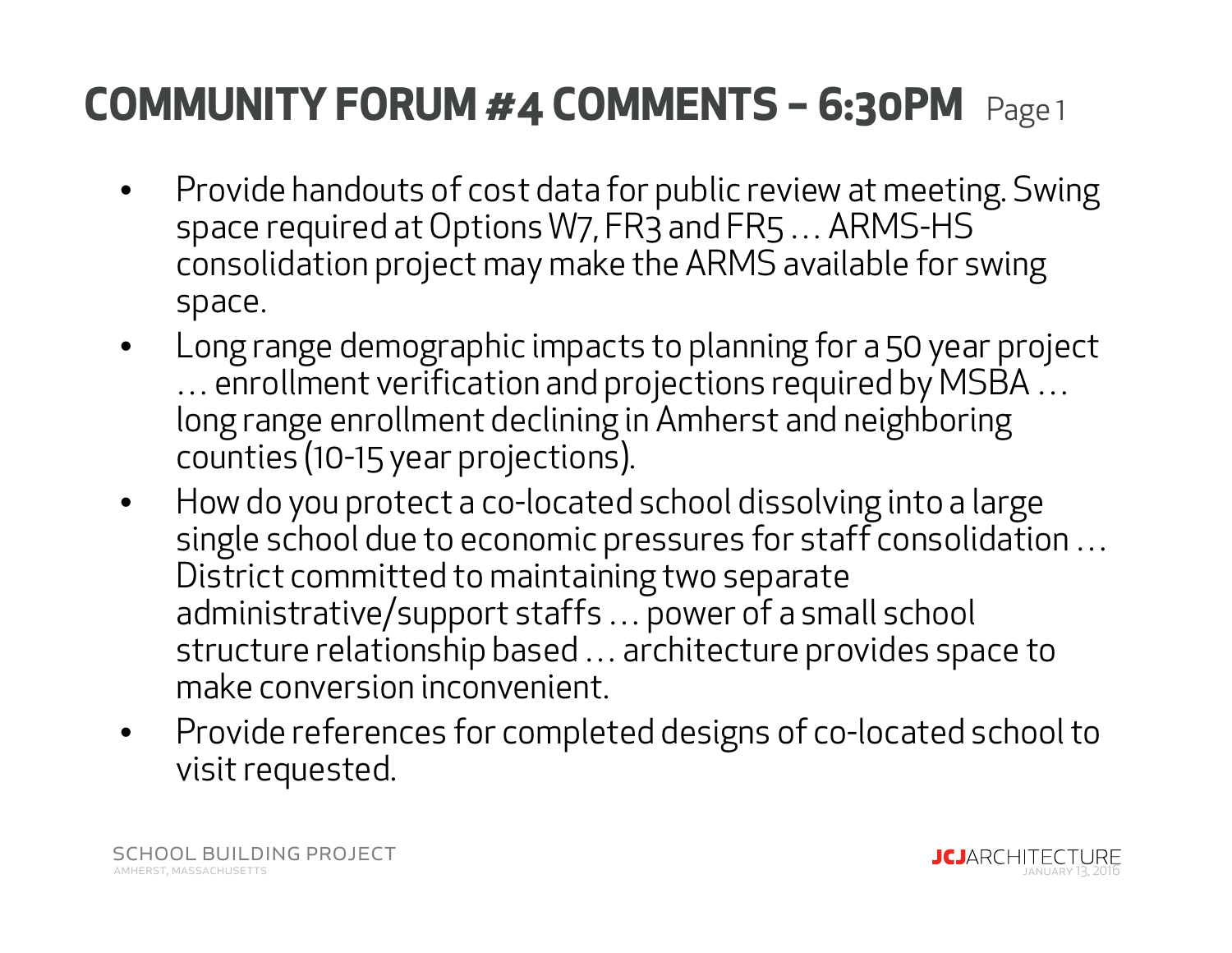# COMMUNITY FORUM #4 COMMENTS – 6:30PM Page 1

- Provide handouts of cost data for public review at meeting. Swing space required at Options W7, FR3 and FR5 … ARMS-HS consolidation project may make the ARMS available for swing space.
- Long range demographic impacts to planning for a 50 year project … enrollment verification and projections required by MSBA … long range enrollment declining in Amherst and neighboring counties (10-15 year projections).
- How do you protect a co-located school dissolving into a large single school due to economic pressures for staff consolidation … District committed to maintaining two separate administrative/support staffs … power of a small school structure relationship based … architecture provides space to make conversion inconvenient.
- Provide references for completed designs of co-located school to visit requested.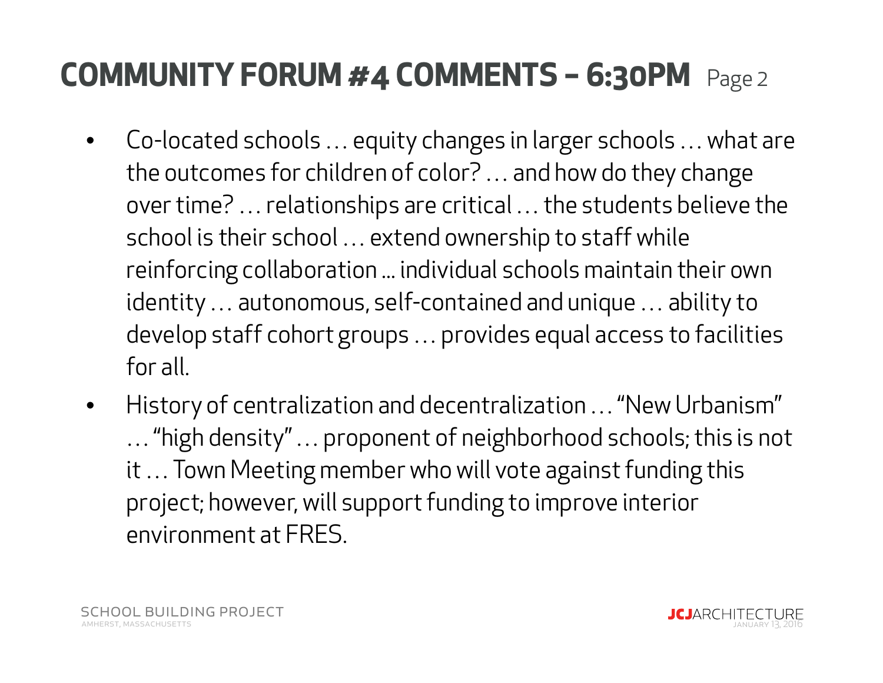# COMMUNITY FORUM #4 COMMENTS – 6:30PM Page 2

- Co-located schools … equity changes in larger schools … what are the outcomes for children of color? … and how do they change over time? … relationships are critical … the students believe the school is their school … extend ownership to staff while reinforcing collaboration ... individual schools maintain their own identity … autonomous, self-contained and unique … ability to develop staff cohort groups … provides equal access to facilities for all.
- History of centralization and decentralization … "New Urbanism" … "high density" … proponent of neighborhood schools; this is not it … Town Meeting member who will vote against funding this project; however, will support funding to improve interior environment at FRES.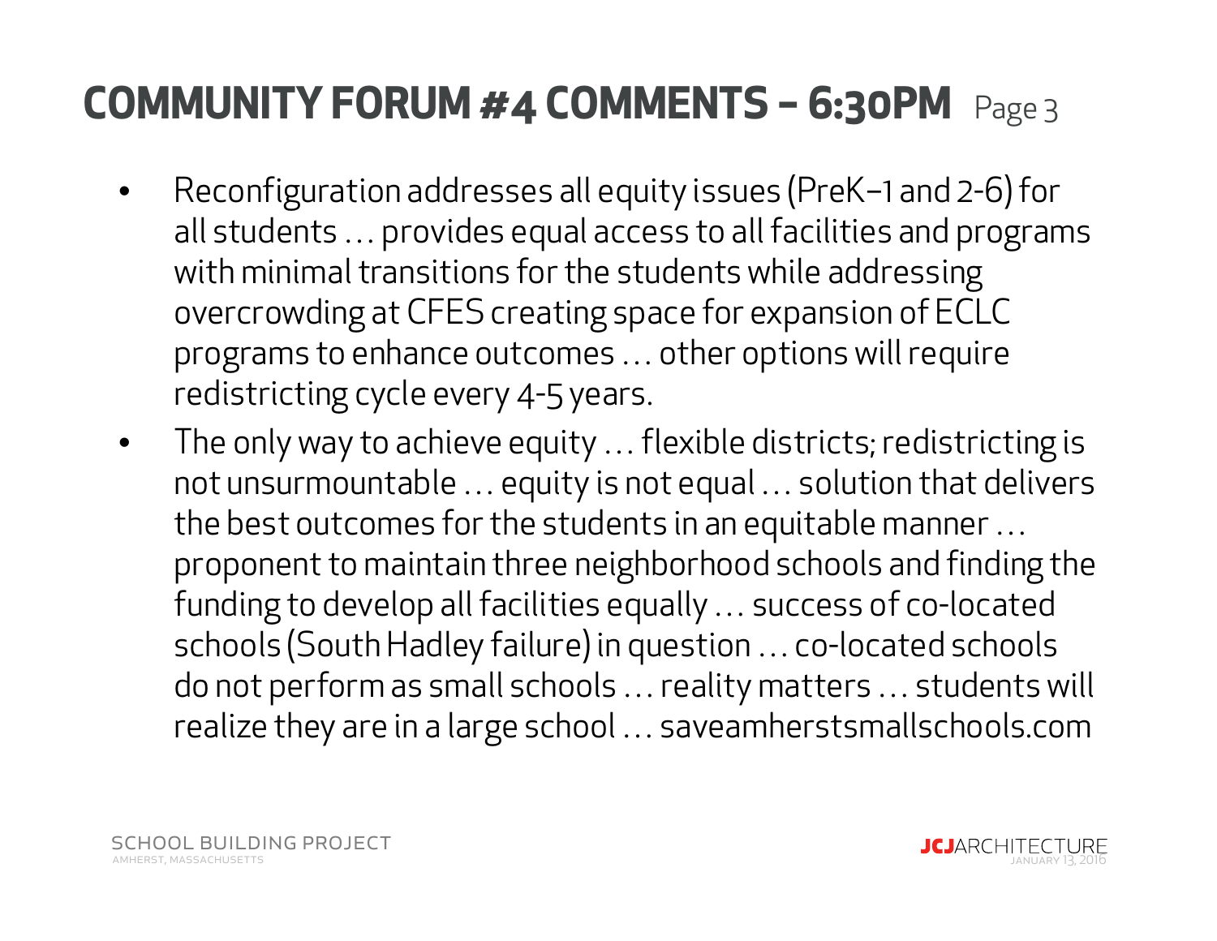# COMMUNITY FORUM #4 COMMENTS – 6:30PM Page 3

- Reconfiguration addresses all equity issues (PreK–1 and 2-6) for all students … provides equal access to all facilities and programs with minimal transitions for the students while addressing overcrowding at CFES creating space for expansion of ECLC programs to enhance outcomes … other options will require redistricting cycle every 4-5 years.
- The only way to achieve equity … flexible districts; redistricting is not unsurmountable … equity is not equal … solution that delivers the best outcomes for the students in an equitable manner … proponent to maintain three neighborhood schools and finding the funding to develop all facilities equally … success of co-located schools (South Hadley failure) in question … co-located schools do not perform as small schools … reality matters … students will realize they are in a large school … saveamherstsmallschools.com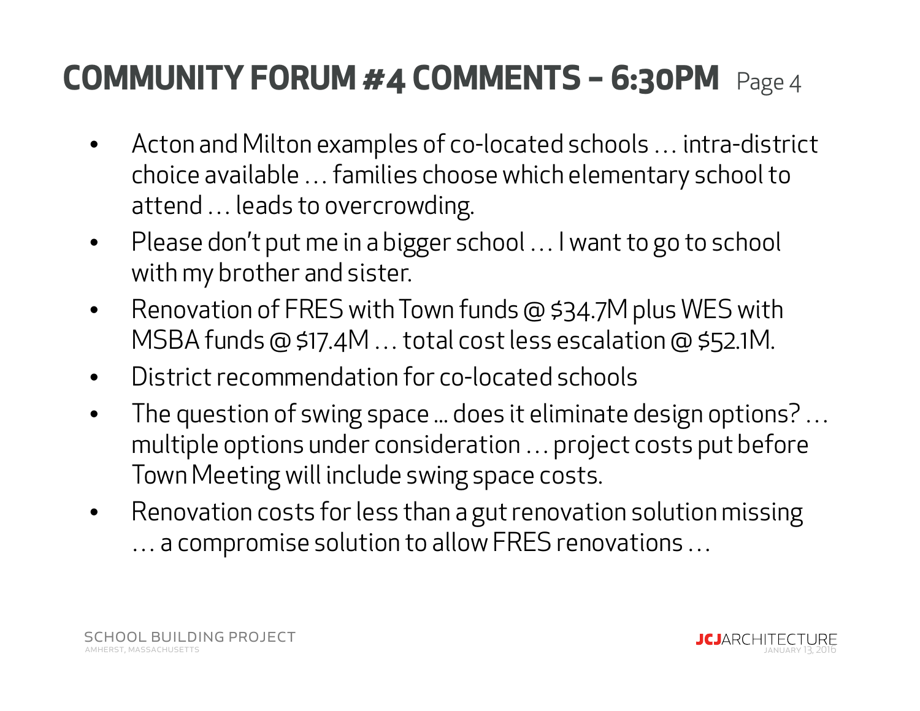# COMMUNITY FORUM #4 COMMENTS – 6:30PM Page 4

- Acton and Milton examples of co-located schools … intra-district choice available … families choose which elementary school to attend … leads to overcrowding.
- Please don't put me in a bigger school … I want to go to school with my brother and sister.
- Renovation of FRES with Town funds @ $34.7M plus WES with MSBA funds @ $17.4M … total cost less escalation @ $52.1M.
- District recommendation for co-located schools
- The question of swing space ... does it eliminate design options? … multiple options under consideration … project costs put before Town Meeting will include swing space costs.
- Renovation costs for less than a gut renovation solution missing … a compromise solution to allow FRES renovations …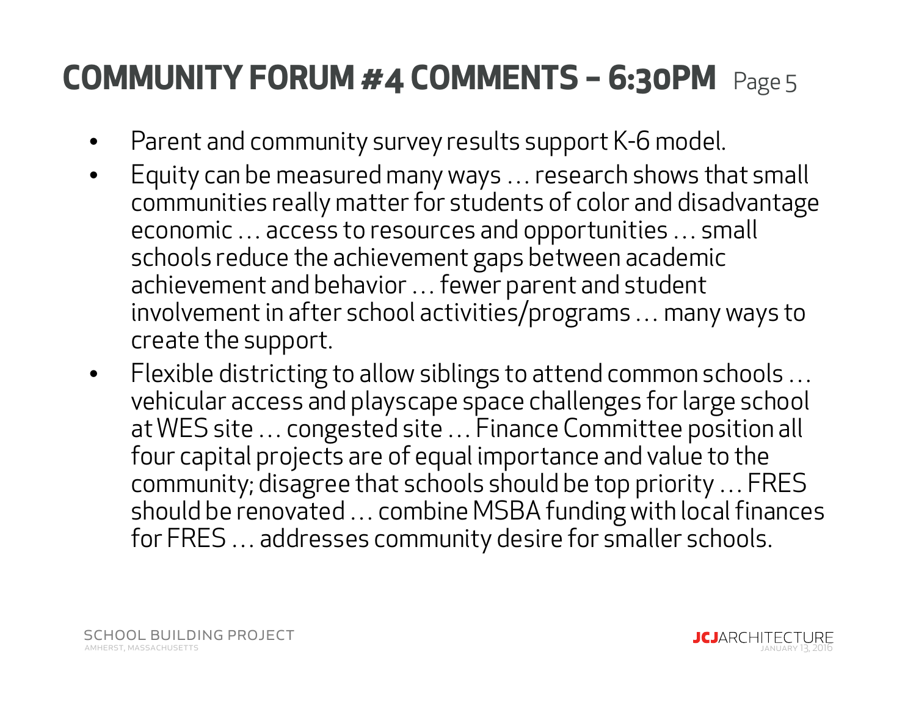# COMMUNITY FORUM #4 COMMENTS – 6:30PM Page 5

- Parent and community survey results support K-6 model.
- Equity can be measured many ways … research shows that small communities really matter for students of color and disadvantage economic … access to resources and opportunities … small schools reduce the achievement gaps between academic achievement and behavior … fewer parent and student involvement in after school activities/programs … many ways to create the support.
- Flexible districting to allow siblings to attend common schools … vehicular access and playscape space challenges for large school at WES site … congested site … Finance Committee position all four capital projects are of equal importance and value to the community; disagree that schools should be top priority … FRES should be renovated … combine MSBA funding with local finances for FRES … addresses community desire for smaller schools.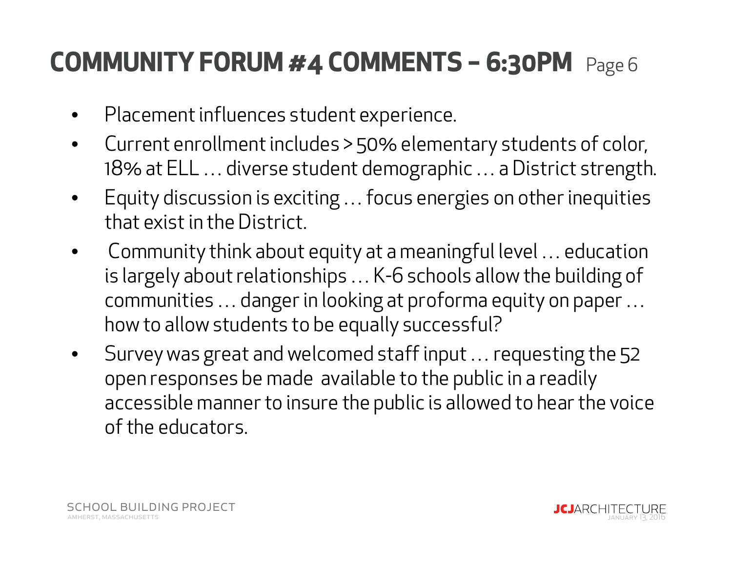# COMMUNITY FORUM #4 COMMENTS – 6:30PM Page 6

- Placement influences student experience.
- Current enrollment includes > 50% elementary students of color, 18% at ELL … diverse student demographic … a District strength.
- Equity discussion is exciting … focus energies on other inequities that exist in the District.
- Community think about equity at a meaningful level … education is largely about relationships … K-6 schools allow the building of communities … danger in looking at proforma equity on paper … how to allow students to be equally successful?
- Survey was great and welcomed staff input … requesting the 52 open responses be made available to the public in a readily accessible manner to insure the public is allowed to hear the voice of the educators.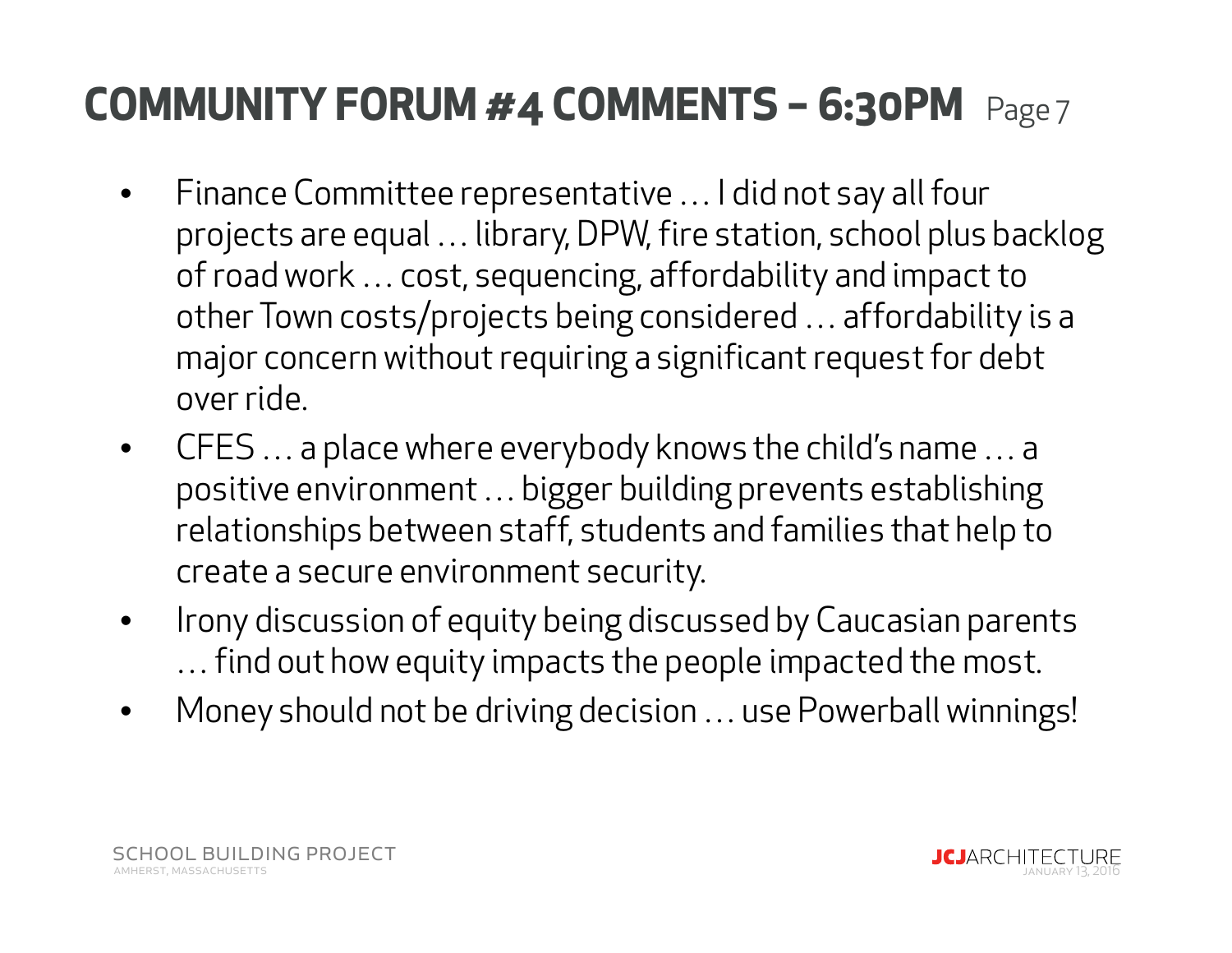# COMMUNITY FORUM #4 COMMENTS – 6:30PM Page 7

- Finance Committee representative … I did not say all four projects are equal … library, DPW, fire station, school plus backlog of road work … cost, sequencing, affordability and impact to other Town costs/projects being considered … affordability is a major concern without requiring a significant request for debt over ride.
- CFES … a place where everybody knows the child's name … a positive environment … bigger building prevents establishing relationships between staff, students and families that help to create a secure environment security.
- Irony discussion of equity being discussed by Caucasian parents … find out how equity impacts the people impacted the most.
- Money should not be driving decision … use Powerball winnings!